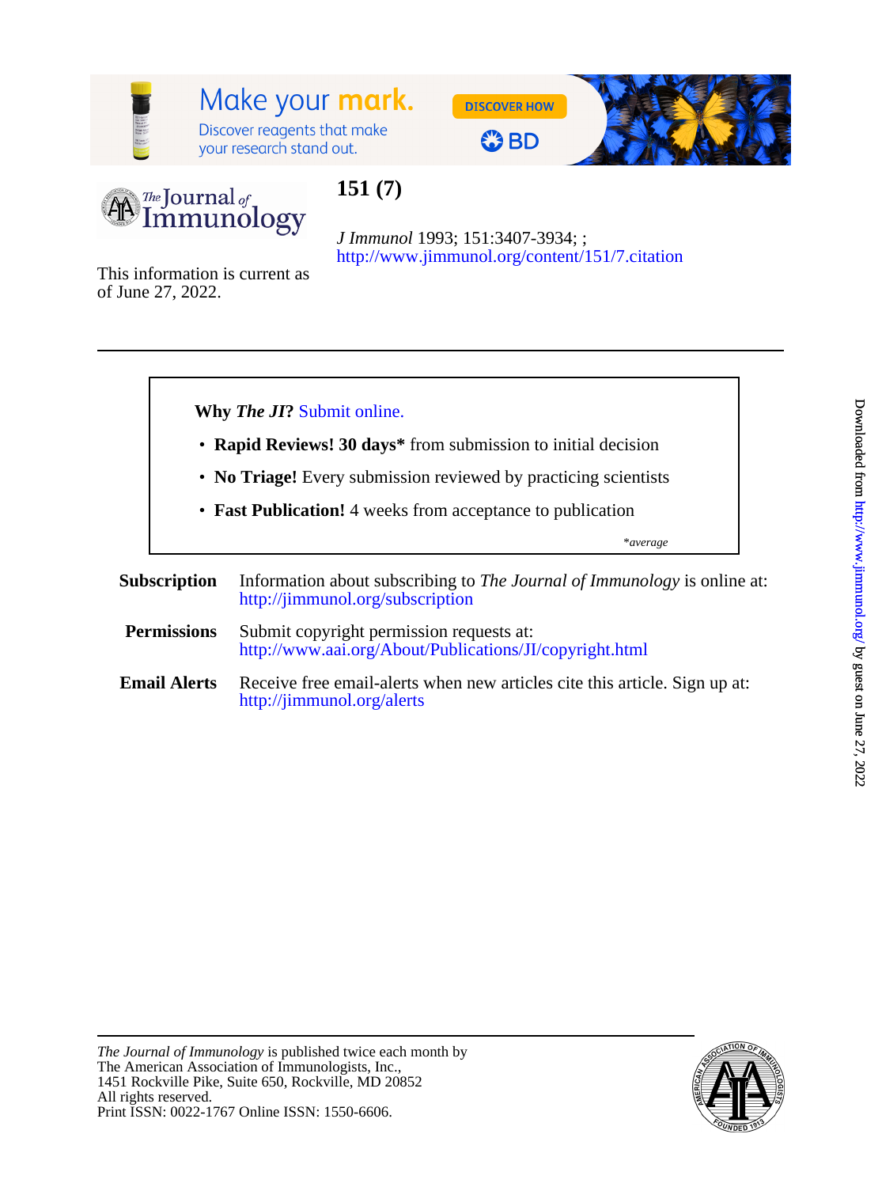# 151 (7)

*J Immunol* 1993; 151:3407-3934; ;
http://www.jimmunol.org/content/151/7.citation

This information is current as of June 27, 2022.

---

**Why *The JI*?** Submit online.

- **Rapid Reviews! 30 days*** from submission to initial decision
- **No Triage!** Every submission reviewed by practicing scientists
- **Fast Publication!** 4 weeks from acceptance to publication

*\*average*

**Subscription** Information about subscribing to *The Journal of Immunology* is online at: http://jimmunol.org/subscription

**Permissions** Submit copyright permission requests at: http://www.aai.org/About/Publications/JI/copyright.html

**Email Alerts** Receive free email-alerts when new articles cite this article. Sign up at: http://jimmunol.org/alerts

---

*The Journal of Immunology* is published twice each month by
The American Association of Immunologists, Inc.,
1451 Rockville Pike, Suite 650, Rockville, MD 20852
All rights reserved.
Print ISSN: 0022-1767 Online ISSN: 1550-6606.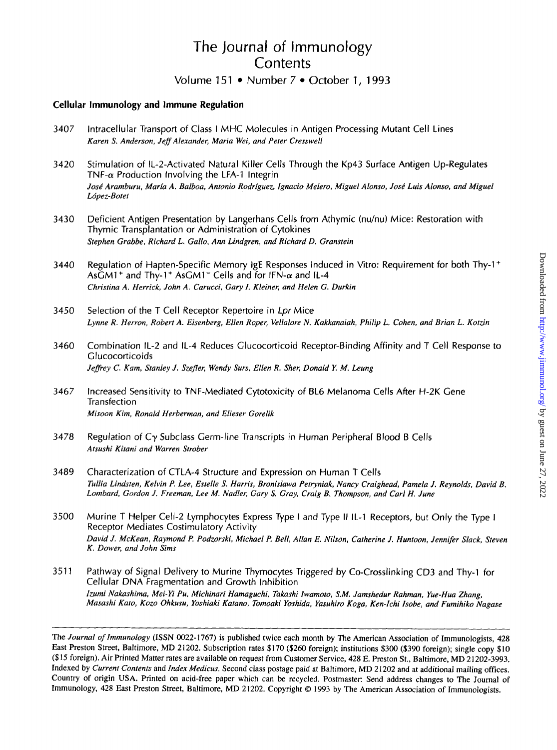# The Journal of Immunology Contents

Volume 151 • Number 7 • October 1, 1993

## Cellular Immunology and Immune Regulation

3407 Intracellular Transport of Class I MHC Molecules in Antigen Processing Mutant Cell Lines
*Karen S. Anderson, Jeff Alexander, Maria Wei, and Peter Cresswell*

3420 Stimulation of IL-2-Activated Natural Killer Cells Through the Kp43 Surface Antigen Up-Regulates TNF-$\alpha$ Production Involving the LFA-1 Integrin
*José Aramburu, María A. Balboa, Antonio Rodríguez, Ignacio Melero, Miguel Alonso, José Luis Alonso, and Miguel López-Botet*

3430 Deficient Antigen Presentation by Langerhans Cells from Athymic (nu/nu) Mice: Restoration with Thymic Transplantation or Administration of Cytokines
*Stephen Grabbe, Richard L. Gallo, Ann Lindgren, and Richard D. Granstein*

3440 Regulation of Hapten-Specific Memory IgE Responses Induced in Vitro: Requirement for both Thy-1$^+$ AsGM1$^+$ and Thy-1$^+$ AsGM1$^-$ Cells and for IFN-$\alpha$ and IL-4
*Christina A. Herrick, John A. Carucci, Gary I. Kleiner, and Helen G. Durkin*

3450 Selection of the T Cell Receptor Repertoire in *Lpr* Mice
*Lynne R. Herron, Robert A. Eisenberg, Ellen Roper, Vellalore N. Kakkanaiah, Philip L. Cohen, and Brian L. Kotzin*

3460 Combination IL-2 and IL-4 Reduces Glucocorticoid Receptor-Binding Affinity and T Cell Response to Glucocorticoids
*Jeffrey C. Kam, Stanley J. Szefler, Wendy Surs, Ellen R. Sher, Donald Y. M. Leung*

3467 Increased Sensitivity to TNF-Mediated Cytotoxicity of BL6 Melanoma Cells After H-2K Gene Transfection
*Misoon Kim, Ronald Herberman, and Elieser Gorelik*

3478 Regulation of C$\gamma$ Subclass Germ-line Transcripts in Human Peripheral Blood B Cells
*Atsushi Kitani and Warren Strober*

3489 Characterization of CTLA-4 Structure and Expression on Human T Cells
*Tullia Lindsten, Kelvin P. Lee, Estelle S. Harris, Bronislawa Petryniak, Nancy Craighead, Pamela J. Reynolds, David B. Lombard, Gordon J. Freeman, Lee M. Nadler, Gary S. Gray, Craig B. Thompson, and Carl H. June*

3500 Murine T Helper Cell-2 Lymphocytes Express Type I and Type II IL-1 Receptors, but Only the Type I Receptor Mediates Costimulatory Activity
*David J. McKean, Raymond P. Podzorski, Michael P. Bell, Allan E. Nilson, Catherine J. Huntoon, Jennifer Slack, Steven K. Dower, and John Sims*

3511 Pathway of Signal Delivery to Murine Thymocytes Triggered by Co-Crosslinking CD3 and Thy-1 for Cellular DNA Fragmentation and Growth Inhibition
*Izumi Nakashima, Mei-Yi Pu, Michinari Hamaguchi, Takashi Iwamoto, S.M. Jamshedur Rahman, Yue-Hua Zhang, Masashi Kato, Kozo Ohkusu, Yoshiaki Katano, Tomoaki Yoshida, Yasuhiro Koga, Ken-Ichi Isobe, and Fumihiko Nagase*

---

The *Journal of Immunology* (ISSN 0022-1767) is published twice each month by The American Association of Immunologists, 428 East Preston Street, Baltimore, MD 21202. Subscription rates $170 ($260 foreign); institutions $300 ($390 foreign); single copy $10 ($15 foreign). Air Printed Matter rates are available on request from Customer Service, 428 E. Preston St., Baltimore, MD 21202-3993. Indexed by *Current Contents* and *Index Medicus*. Second class postage paid at Baltimore, MD 21202 and at additional mailing offices. Country of origin USA. Printed on acid-free paper which can be recycled. Postmaster: Send address changes to The Journal of Immunology, 428 East Preston Street, Baltimore, MD 21202. Copyright © 1993 by The American Association of Immunologists.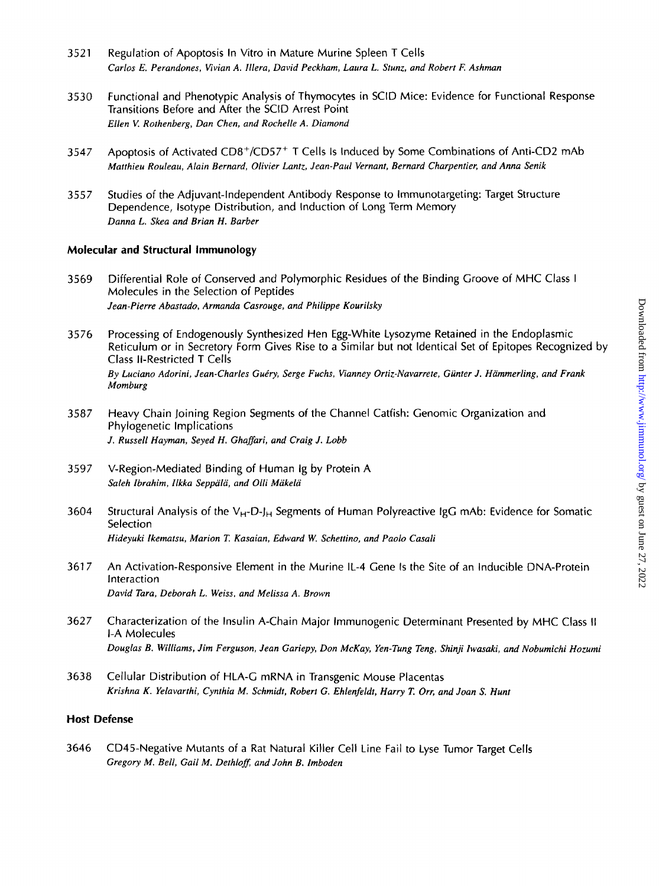3521 Regulation of Apoptosis In Vitro in Mature Murine Spleen T Cells
*Carlos E. Perandones, Vivian A. Illera, David Peckham, Laura L. Stunz, and Robert F. Ashman*

3530 Functional and Phenotypic Analysis of Thymocytes in SCID Mice: Evidence for Functional Response Transitions Before and After the SCID Arrest Point
*Ellen V. Rothenberg, Dan Chen, and Rochelle A. Diamond*

3547 Apoptosis of Activated $CD8^+/CD57^+$ T Cells Is Induced by Some Combinations of Anti-CD2 mAb
*Matthieu Rouleau, Alain Bernard, Olivier Lantz, Jean-Paul Vernant, Bernard Charpentier, and Anna Senik*

3557 Studies of the Adjuvant-Independent Antibody Response to Immunotargeting: Target Structure Dependence, Isotype Distribution, and Induction of Long Term Memory
*Danna L. Skea and Brian H. Barber*

## Molecular and Structural Immunology

3569 Differential Role of Conserved and Polymorphic Residues of the Binding Groove of MHC Class I Molecules in the Selection of Peptides
*Jean-Pierre Abastado, Armanda Casrouge, and Philippe Kourilsky*

3576 Processing of Endogenously Synthesized Hen Egg-White Lysozyme Retained in the Endoplasmic Reticulum or in Secretory Form Gives Rise to a Similar but not Identical Set of Epitopes Recognized by Class II-Restricted T Cells
*By Luciano Adorini, Jean-Charles Guéry, Serge Fuchs, Vianney Ortiz-Navarrete, Günter J. Hämmerling, and Frank Momburg*

3587 Heavy Chain Joining Region Segments of the Channel Catfish: Genomic Organization and Phylogenetic Implications
*J. Russell Hayman, Seyed H. Ghaffari, and Craig J. Lobb*

3597 V-Region-Mediated Binding of Human Ig by Protein A
*Saleh Ibrahim, Ilkka Seppälä, and Olli Mäkelä*

3604 Structural Analysis of the $V_H$-D-$J_H$ Segments of Human Polyreactive IgG mAb: Evidence for Somatic Selection
*Hideyuki Ikematsu, Marion T. Kasaian, Edward W. Schettino, and Paolo Casali*

3617 An Activation-Responsive Element in the Murine IL-4 Gene Is the Site of an Inducible DNA-Protein Interaction
*David Tara, Deborah L. Weiss, and Melissa A. Brown*

3627 Characterization of the Insulin A-Chain Major Immunogenic Determinant Presented by MHC Class II I-A Molecules
*Douglas B. Williams, Jim Ferguson, Jean Gariepy, Don McKay, Yen-Tung Teng, Shinji Iwasaki, and Nobumichi Hozumi*

3638 Cellular Distribution of HLA-G mRNA in Transgenic Mouse Placentas
*Krishna K. Yelavarthi, Cynthia M. Schmidt, Robert G. Ehlenfeldt, Harry T. Orr, and Joan S. Hunt*

## Host Defense

3646 CD45-Negative Mutants of a Rat Natural Killer Cell Line Fail to Lyse Tumor Target Cells
*Gregory M. Bell, Gail M. Dethloff, and John B. Imboden*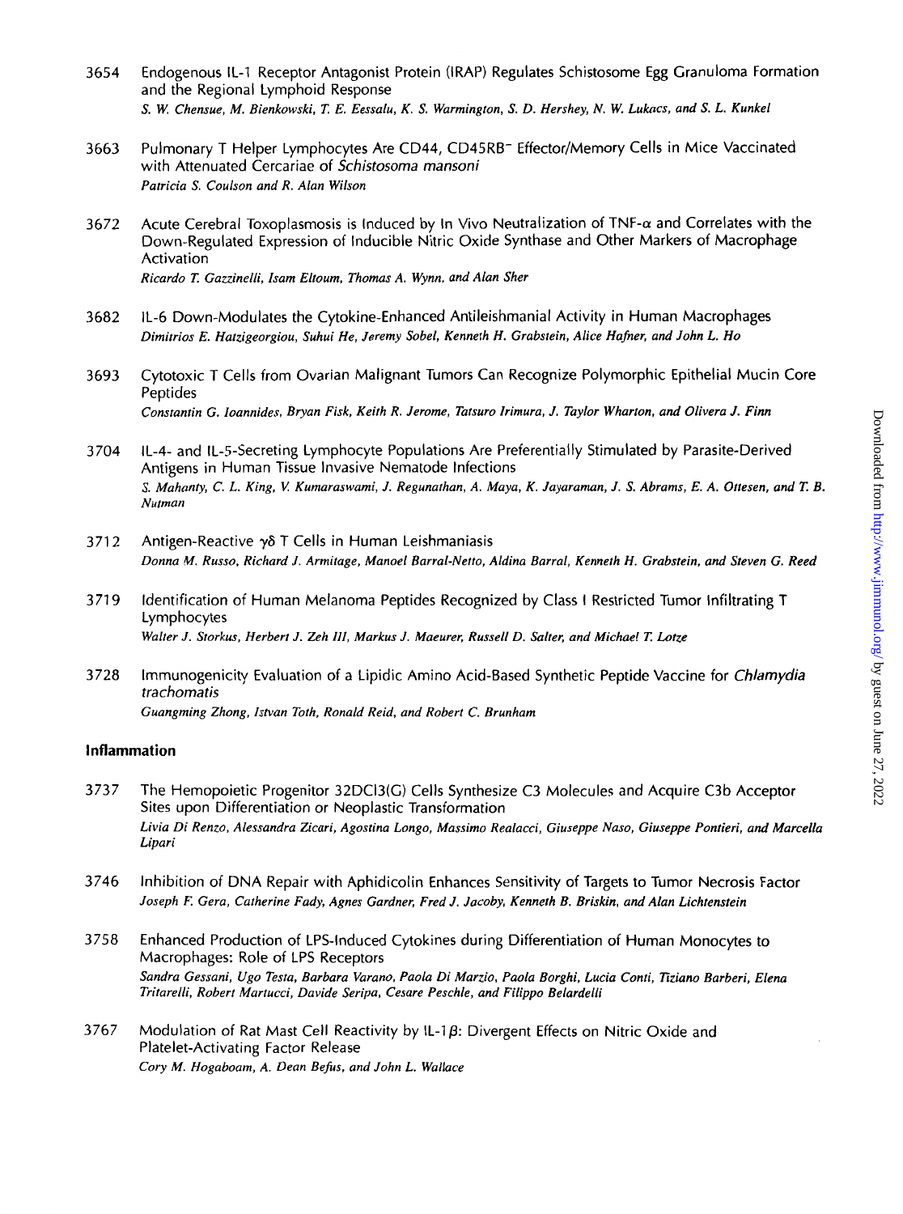3654 Endogenous IL-1 Receptor Antagonist Protein (IRAP) Regulates Schistosome Egg Granuloma Formation and the Regional Lymphoid Response
*S. W. Chensue, M. Bienkowski, T. E. Eessalu, K. S. Warmington, S. D. Hershey, N. W. Lukacs, and S. L. Kunkel*

3663 Pulmonary T Helper Lymphocytes Are CD44, CD45RB$^-$ Effector/Memory Cells in Mice Vaccinated with Attenuated Cercariae of *Schistosoma mansoni*
*Patricia S. Coulson and R. Alan Wilson*

3672 Acute Cerebral Toxoplasmosis is Induced by In Vivo Neutralization of TNF-$\alpha$ and Correlates with the Down-Regulated Expression of Inducible Nitric Oxide Synthase and Other Markers of Macrophage Activation
*Ricardo T. Gazzinelli, Isam Eltoum, Thomas A. Wynn, and Alan Sher*

3682 IL-6 Down-Modulates the Cytokine-Enhanced Antileishmanial Activity in Human Macrophages
*Dimitrios E. Hatzigeorgiou, Suhui He, Jeremy Sobel, Kenneth H. Grabstein, Alice Hafner, and John L. Ho*

3693 Cytotoxic T Cells from Ovarian Malignant Tumors Can Recognize Polymorphic Epithelial Mucin Core Peptides
*Constantin G. Ioannides, Bryan Fisk, Keith R. Jerome, Tatsuro Irimura, J. Taylor Wharton, and Olivera J. Finn*

3704 IL-4- and IL-5-Secreting Lymphocyte Populations Are Preferentially Stimulated by Parasite-Derived Antigens in Human Tissue Invasive Nematode Infections
*S. Mahanty, C. L. King, V. Kumaraswami, J. Regunathan, A. Maya, K. Jayaraman, J. S. Abrams, E. A. Ottesen, and T. B. Nutman*

3712 Antigen-Reactive $\gamma\delta$ T Cells in Human Leishmaniasis
*Donna M. Russo, Richard J. Armitage, Manoel Barral-Netto, Aldina Barral, Kenneth H. Grabstein, and Steven G. Reed*

3719 Identification of Human Melanoma Peptides Recognized by Class I Restricted Tumor Infiltrating T Lymphocytes
*Walter J. Storkus, Herbert J. Zeh III, Markus J. Maeurer, Russell D. Salter, and Michael T. Lotze*

3728 Immunogenicity Evaluation of a Lipidic Amino Acid-Based Synthetic Peptide Vaccine for *Chlamydia trachomatis*
*Guangming Zhong, Istvan Toth, Ronald Reid, and Robert C. Brunham*

## Inflammation

3737 The Hemopoietic Progenitor 32DCl3(G) Cells Synthesize C3 Molecules and Acquire C3b Acceptor Sites upon Differentiation or Neoplastic Transformation
*Livia Di Renzo, Alessandra Zicari, Agostina Longo, Massimo Realacci, Giuseppe Naso, Giuseppe Pontieri, and Marcella Lipari*

3746 Inhibition of DNA Repair with Aphidicolin Enhances Sensitivity of Targets to Tumor Necrosis Factor
*Joseph F. Gera, Catherine Fady, Agnes Gardner, Fred J. Jacoby, Kenneth B. Briskin, and Alan Lichtenstein*

3758 Enhanced Production of LPS-Induced Cytokines during Differentiation of Human Monocytes to Macrophages: Role of LPS Receptors
*Sandra Gessani, Ugo Testa, Barbara Varano, Paola Di Marzio, Paola Borghi, Lucia Conti, Tiziano Barberi, Elena Tritarelli, Robert Martucci, Davide Seripa, Cesare Peschle, and Filippo Belardelli*

3767 Modulation of Rat Mast Cell Reactivity by IL-1$\beta$: Divergent Effects on Nitric Oxide and Platelet-Activating Factor Release
*Cory M. Hogaboam, A. Dean Befus, and John L. Wallace*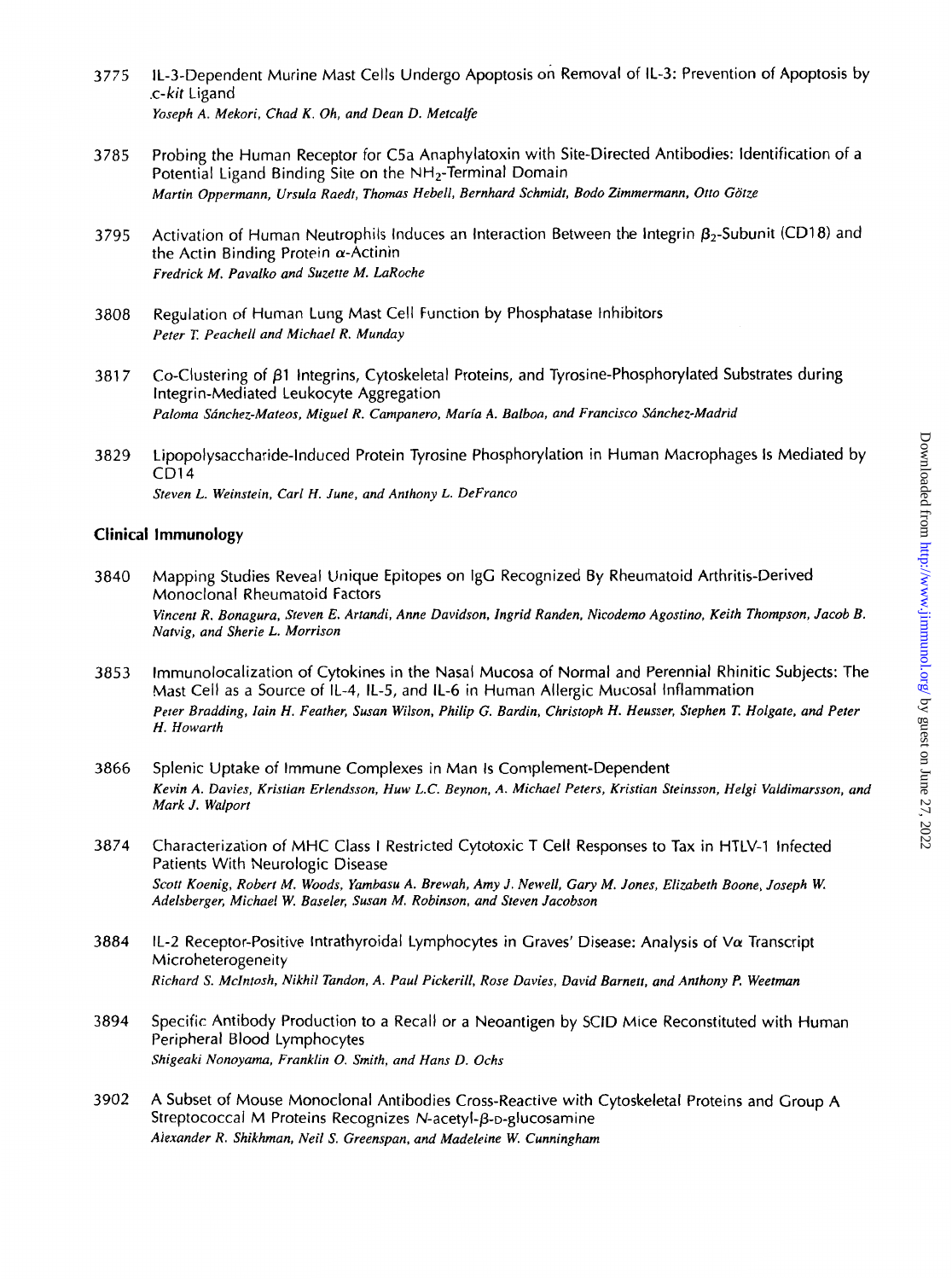3775 IL-3-Dependent Murine Mast Cells Undergo Apoptosis on Removal of IL-3: Prevention of Apoptosis by *c-kit* Ligand
*Yoseph A. Mekori, Chad K. Oh, and Dean D. Metcalfe*

3785 Probing the Human Receptor for C5a Anaphylatoxin with Site-Directed Antibodies: Identification of a Potential Ligand Binding Site on the $NH_2$-Terminal Domain
*Martin Oppermann, Ursula Raedt, Thomas Hebell, Bernhard Schmidt, Bodo Zimmermann, Otto Götze*

3795 Activation of Human Neutrophils Induces an Interaction Between the Integrin $\beta_2$-Subunit (CD18) and the Actin Binding Protein $\alpha$-Actinin
*Fredrick M. Pavalko and Suzette M. LaRoche*

3808 Regulation of Human Lung Mast Cell Function by Phosphatase Inhibitors
*Peter T. Peachell and Michael R. Munday*

3817 Co-Clustering of $\beta$1 Integrins, Cytoskeletal Proteins, and Tyrosine-Phosphorylated Substrates during Integrin-Mediated Leukocyte Aggregation
*Paloma Sánchez-Mateos, Miguel R. Campanero, María A. Balboa, and Francisco Sánchez-Madrid*

3829 Lipopolysaccharide-Induced Protein Tyrosine Phosphorylation in Human Macrophages Is Mediated by CD14
*Steven L. Weinstein, Carl H. June, and Anthony L. DeFranco*

## Clinical Immunology

3840 Mapping Studies Reveal Unique Epitopes on IgG Recognized By Rheumatoid Arthritis-Derived Monoclonal Rheumatoid Factors
*Vincent R. Bonagura, Steven E. Artandi, Anne Davidson, Ingrid Randen, Nicodemo Agostino, Keith Thompson, Jacob B. Natvig, and Sherie L. Morrison*

3853 Immunolocalization of Cytokines in the Nasal Mucosa of Normal and Perennial Rhinitic Subjects: The Mast Cell as a Source of IL-4, IL-5, and IL-6 in Human Allergic Mucosal Inflammation
*Peter Bradding, Iain H. Feather, Susan Wilson, Philip G. Bardin, Christoph H. Heusser, Stephen T. Holgate, and Peter H. Howarth*

3866 Splenic Uptake of Immune Complexes in Man Is Complement-Dependent
*Kevin A. Davies, Kristian Erlendsson, Huw L.C. Beynon, A. Michael Peters, Kristian Steinsson, Helgi Valdimarsson, and Mark J. Walport*

3874 Characterization of MHC Class I Restricted Cytotoxic T Cell Responses to Tax in HTLV-1 Infected Patients With Neurologic Disease
*Scott Koenig, Robert M. Woods, Yambasu A. Brewah, Amy J. Newell, Gary M. Jones, Elizabeth Boone, Joseph W. Adelsberger, Michael W. Baseler, Susan M. Robinson, and Steven Jacobson*

3884 IL-2 Receptor-Positive Intrathyroidal Lymphocytes in Graves' Disease: Analysis of V$\alpha$ Transcript Microheterogeneity
*Richard S. McIntosh, Nikhil Tandon, A. Paul Pickerill, Rose Davies, David Barnett, and Anthony P. Weetman*

3894 Specific Antibody Production to a Recall or a Neoantigen by SCID Mice Reconstituted with Human Peripheral Blood Lymphocytes
*Shigeaki Nonoyama, Franklin O. Smith, and Hans D. Ochs*

3902 A Subset of Mouse Monoclonal Antibodies Cross-Reactive with Cytoskeletal Proteins and Group A Streptococcal M Proteins Recognizes *N*-acetyl-$\beta$-D-glucosamine
*Alexander R. Shikhman, Neil S. Greenspan, and Madeleine W. Cunningham*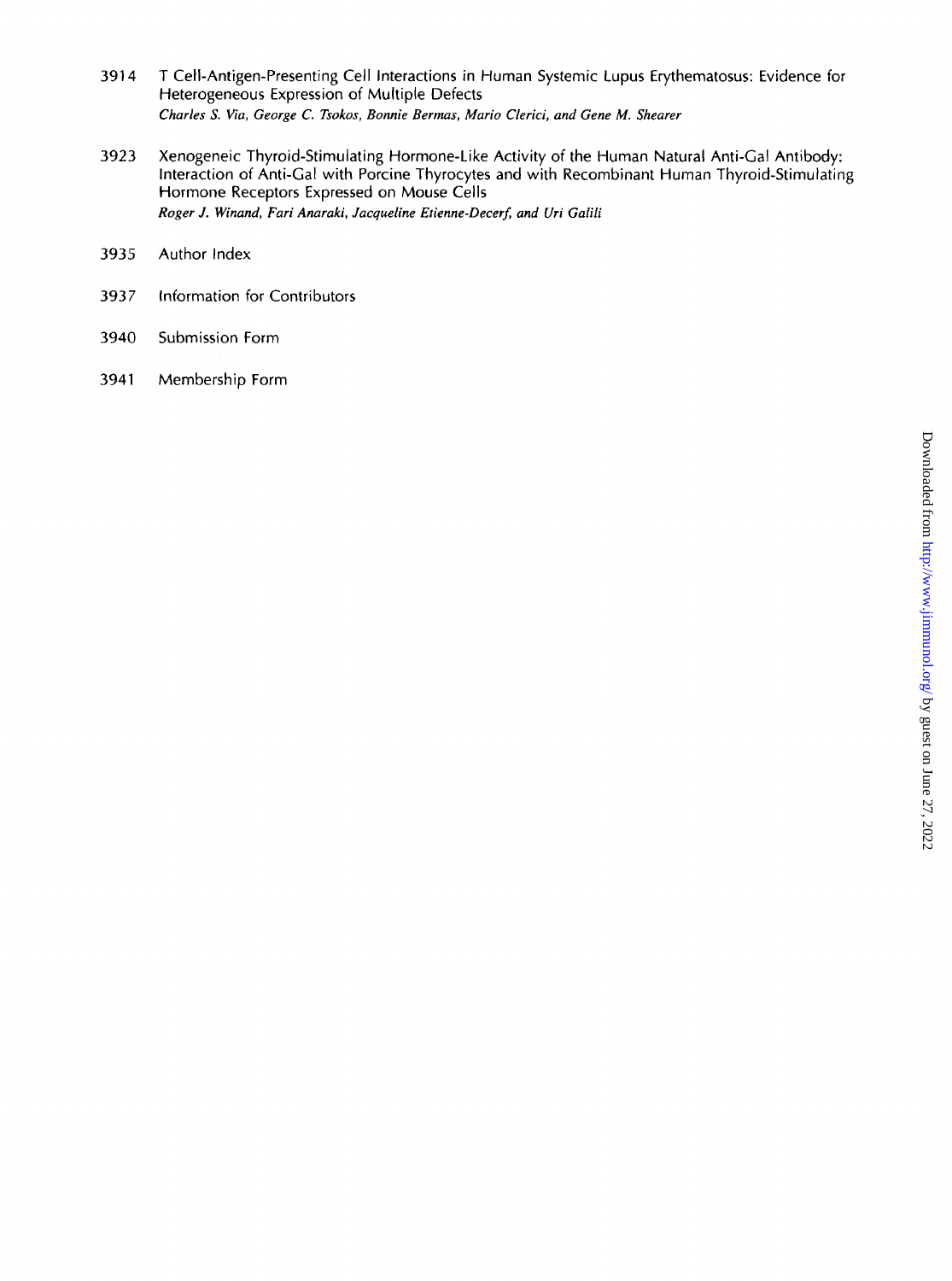3914 T Cell-Antigen-Presenting Cell Interactions in Human Systemic Lupus Erythematosus: Evidence for Heterogeneous Expression of Multiple Defects
*Charles S. Via, George C. Tsokos, Bonnie Bermas, Mario Clerici, and Gene M. Shearer*

3923 Xenogeneic Thyroid-Stimulating Hormone-Like Activity of the Human Natural Anti-Gal Antibody: Interaction of Anti-Gal with Porcine Thyrocytes and with Recombinant Human Thyroid-Stimulating Hormone Receptors Expressed on Mouse Cells
*Roger J. Winand, Fari Anaraki, Jacqueline Etienne-Decerf, and Uri Galili*

3935 Author Index

3937 Information for Contributors

3940 Submission Form

3941 Membership Form